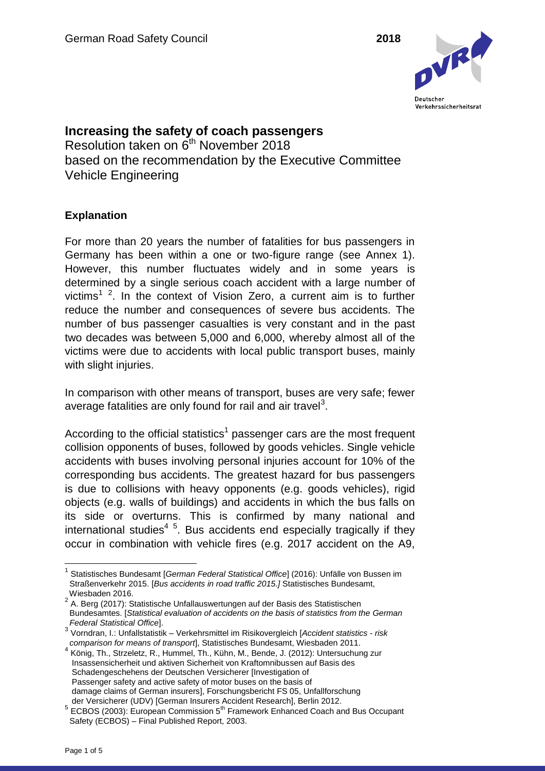# Increasing the safety of coach passengers

Resolution taken on 6th November 2018
based on the recommendation by the Executive Committee Vehicle Engineering

## Explanation

For more than 20 years the number of fatalities for bus passengers in Germany has been within a one or two-figure range (see Annex 1). However, this number fluctuates widely and in some years is determined by a single serious coach accident with a large number of victims[1] [2]. In the context of Vision Zero, a current aim is to further reduce the number and consequences of severe bus accidents. The number of bus passenger casualties is very constant and in the past two decades was between 5,000 and 6,000, whereby almost all of the victims were due to accidents with local public transport buses, mainly with slight injuries.

In comparison with other means of transport, buses are very safe; fewer average fatalities are only found for rail and air travel[3].

According to the official statistics[1] passenger cars are the most frequent collision opponents of buses, followed by goods vehicles. Single vehicle accidents with buses involving personal injuries account for 10% of the corresponding bus accidents. The greatest hazard for bus passengers is due to collisions with heavy opponents (e.g. goods vehicles), rigid objects (e.g. walls of buildings) and accidents in which the bus falls on its side or overturns. This is confirmed by many national and international studies[4] [5]. Bus accidents end especially tragically if they occur in combination with vehicle fires (e.g. 2017 accident on the A9,

---

[1] Statistisches Bundesamt [*German Federal Statistical Office*] (2016): Unfälle von Bussen im Straßenverkehr 2015. [*Bus accidents in road traffic 2015.]* Statisches Bundesamt, Wiesbaden 2016.

[2] A. Berg (2017): Statistische Unfallauswertungen auf der Basis des Statistischen Bundesamtes. [*Statistical evaluation of accidents on the basis of statistics from the German Federal Statistical Office*].

[3] Vorndran, I.: Unfallstatistik – Verkehrsmittel im Risikovergleich [*Accident statistics - risk comparison for means of transport*], Statistisches Bundesamt, Wiesbaden 2011.

[4] König, Th., Strzeletz, R., Hummel, Th., Kühn, M., Bende, J. (2012): Untersuchung zur Insassensicherheit und aktiven Sicherheit von Kraftomnibussen auf Basis des Schadengeschehens der Deutschen Versicherer [Investigation of Passenger safety and active safety of motor buses on the basis of damage claims of German insurers], Forschungsbericht FS 05, Unfallforschung der Versicherer (UDV) [German Insurers Accident Research], Berlin 2012.

[5] ECBOS (2003): European Commission 5th Framework Enhanced Coach and Bus Occupant Safety (ECBOS) – Final Published Report, 2003.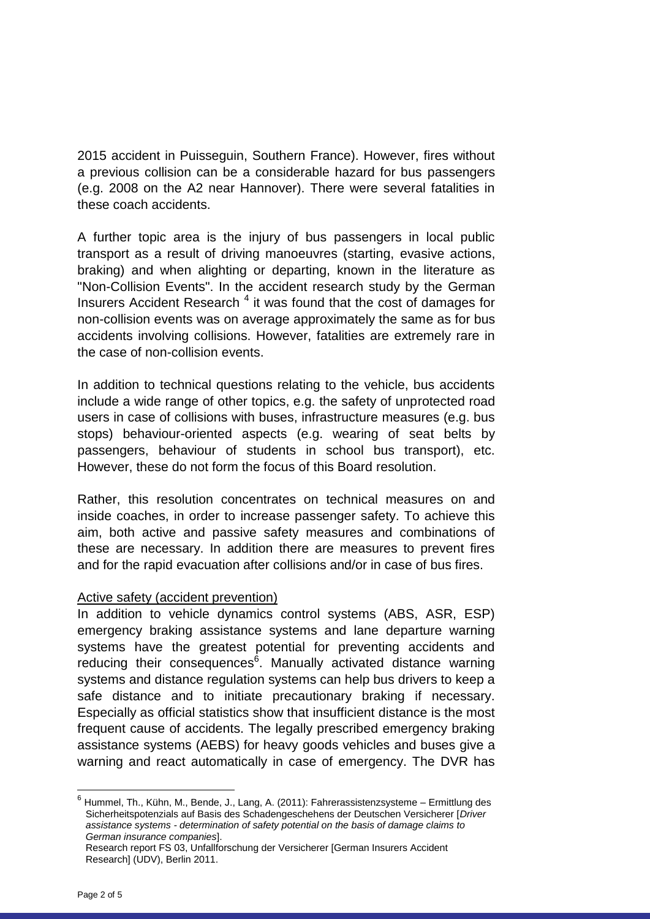2015 accident in Puisseguin, Southern France). However, fires without a previous collision can be a considerable hazard for bus passengers (e.g. 2008 on the A2 near Hannover). There were several fatalities in these coach accidents.

A further topic area is the injury of bus passengers in local public transport as a result of driving manoeuvres (starting, evasive actions, braking) and when alighting or departing, known in the literature as "Non-Collision Events". In the accident research study by the German Insurers Accident Research [4] it was found that the cost of damages for non-collision events was on average approximately the same as for bus accidents involving collisions. However, fatalities are extremely rare in the case of non-collision events.

In addition to technical questions relating to the vehicle, bus accidents include a wide range of other topics, e.g. the safety of unprotected road users in case of collisions with buses, infrastructure measures (e.g. bus stops) behaviour-oriented aspects (e.g. wearing of seat belts by passengers, behaviour of students in school bus transport), etc. However, these do not form the focus of this Board resolution.

Rather, this resolution concentrates on technical measures on and inside coaches, in order to increase passenger safety. To achieve this aim, both active and passive safety measures and combinations of these are necessary. In addition there are measures to prevent fires and for the rapid evacuation after collisions and/or in case of bus fires.

<u>Active safety (accident prevention)</u>

In addition to vehicle dynamics control systems (ABS, ASR, ESP) emergency braking assistance systems and lane departure warning systems have the greatest potential for preventing accidents and reducing their consequences[6]. Manually activated distance warning systems and distance regulation systems can help bus drivers to keep a safe distance and to initiate precautionary braking if necessary. Especially as official statistics show that insufficient distance is the most frequent cause of accidents. The legally prescribed emergency braking assistance systems (AEBS) for heavy goods vehicles and buses give a warning and react automatically in case of emergency. The DVR has

---

[6] Hummel, Th., Kühn, M., Bende, J., Lang, A. (2011): Fahrerassistenzsysteme – Ermittlung des Sicherheitspotenzials auf Basis des Schadengeschehens der Deutschen Versicherer [*Driver assistance systems - determination of safety potential on the basis of damage claims to German insurance companies*].
Research report FS 03, Unfallforschung der Versicherer [German Insurers Accident Research] (UDV), Berlin 2011.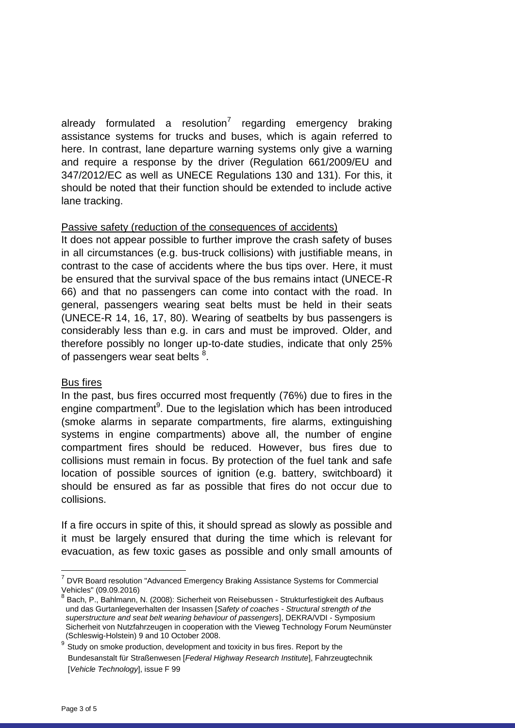already formulated a resolution[7] regarding emergency braking assistance systems for trucks and buses, which is again referred to here. In contrast, lane departure warning systems only give a warning and require a response by the driver (Regulation 661/2009/EU and 347/2012/EC as well as UNECE Regulations 130 and 131). For this, it should be noted that their function should be extended to include active lane tracking.

Passive safety (reduction of the consequences of accidents)

It does not appear possible to further improve the crash safety of buses in all circumstances (e.g. bus-truck collisions) with justifiable means, in contrast to the case of accidents where the bus tips over. Here, it must be ensured that the survival space of the bus remains intact (UNECE-R 66) and that no passengers can come into contact with the road. In general, passengers wearing seat belts must be held in their seats (UNECE-R 14, 16, 17, 80). Wearing of seatbelts by bus passengers is considerably less than e.g. in cars and must be improved. Older, and therefore possibly no longer up-to-date studies, indicate that only 25% of passengers wear seat belts [8].

Bus fires

In the past, bus fires occurred most frequently (76%) due to fires in the engine compartment[9]. Due to the legislation which has been introduced (smoke alarms in separate compartments, fire alarms, extinguishing systems in engine compartments) above all, the number of engine compartment fires should be reduced. However, bus fires due to collisions must remain in focus. By protection of the fuel tank and safe location of possible sources of ignition (e.g. battery, switchboard) it should be ensured as far as possible that fires do not occur due to collisions.

If a fire occurs in spite of this, it should spread as slowly as possible and it must be largely ensured that during the time which is relevant for evacuation, as few toxic gases as possible and only small amounts of

---

[7] DVR Board resolution "Advanced Emergency Braking Assistance Systems for Commercial Vehicles" (09.09.2016)

[8] Bach, P., Bahlmann, N. (2008): Sicherheit von Reisebussen - Strukturfestigkeit des Aufbaus und das Gurtanlegeverhalten der Insassen [*Safety of coaches - Structural strength of the superstructure and seat belt wearing behaviour of passengers*], DEKRA/VDI - Symposium Sicherheit von Nutzfahrzeugen in cooperation with the Vieweg Technology Forum Neumünster (Schleswig-Holstein) 9 and 10 October 2008.

[9] Study on smoke production, development and toxicity in bus fires. Report by the Bundesanstalt für Straßenwesen [*Federal Highway Research Institute*], Fahrzeugtechnik [*Vehicle Technology*], issue F 99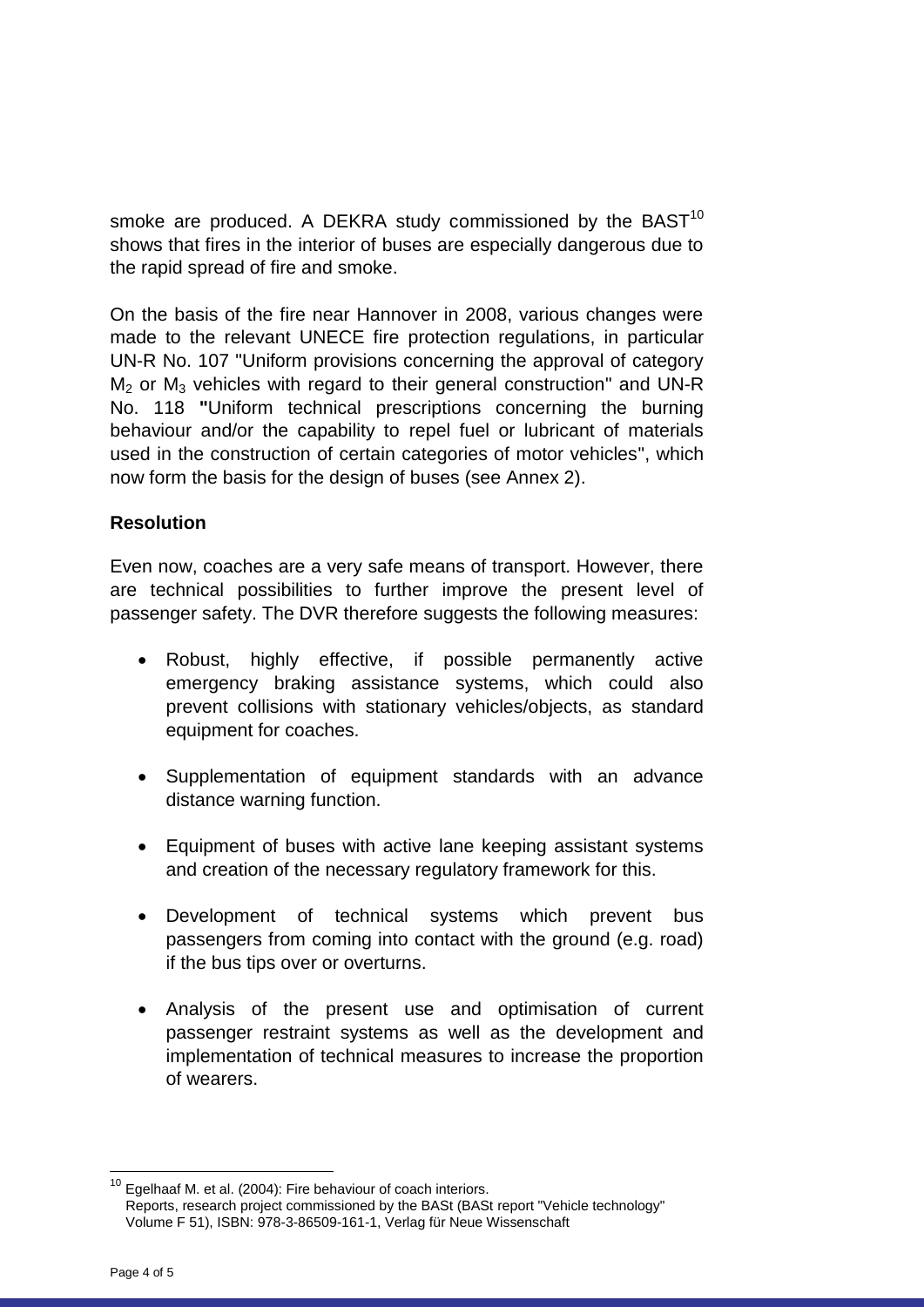smoke are produced. A DEKRA study commissioned by the BAST[10] shows that fires in the interior of buses are especially dangerous due to the rapid spread of fire and smoke.

On the basis of the fire near Hannover in 2008, various changes were made to the relevant UNECE fire protection regulations, in particular UN-R No. 107 "Uniform provisions concerning the approval of category $M_2$ or $M_3$ vehicles with regard to their general construction" and UN-R No. 118 **"**Uniform technical prescriptions concerning the burning behaviour and/or the capability to repel fuel or lubricant of materials used in the construction of certain categories of motor vehicles", which now form the basis for the design of buses (see Annex 2).

**Resolution**

Even now, coaches are a very safe means of transport. However, there are technical possibilities to further improve the present level of passenger safety. The DVR therefore suggests the following measures:

- Robust, highly effective, if possible permanently active emergency braking assistance systems, which could also prevent collisions with stationary vehicles/objects, as standard equipment for coaches.
- Supplementation of equipment standards with an advance distance warning function.
- Equipment of buses with active lane keeping assistant systems and creation of the necessary regulatory framework for this.
- Development of technical systems which prevent bus passengers from coming into contact with the ground (e.g. road) if the bus tips over or overturns.
- Analysis of the present use and optimisation of current passenger restraint systems as well as the development and implementation of technical measures to increase the proportion of wearers.

[10] Egelhaaf M. et al. (2004): Fire behaviour of coach interiors. Reports, research project commissioned by the BASt (BASt report "Vehicle technology" Volume F 51), ISBN: 978-3-86509-161-1, Verlag für Neue Wissenschaft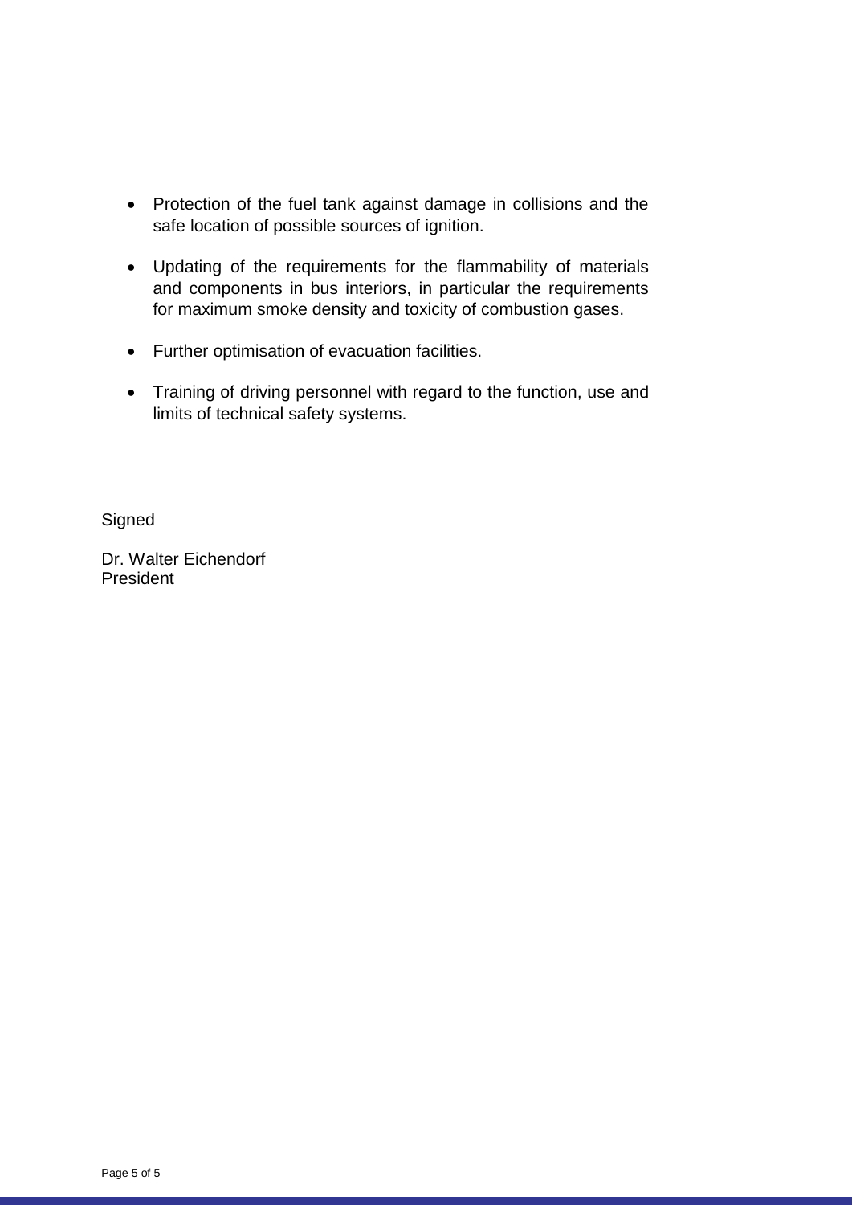- Protection of the fuel tank against damage in collisions and the safe location of possible sources of ignition.
- Updating of the requirements for the flammability of materials and components in bus interiors, in particular the requirements for maximum smoke density and toxicity of combustion gases.
- Further optimisation of evacuation facilities.
- Training of driving personnel with regard to the function, use and limits of technical safety systems.

Signed

Dr. Walter Eichendorf
President